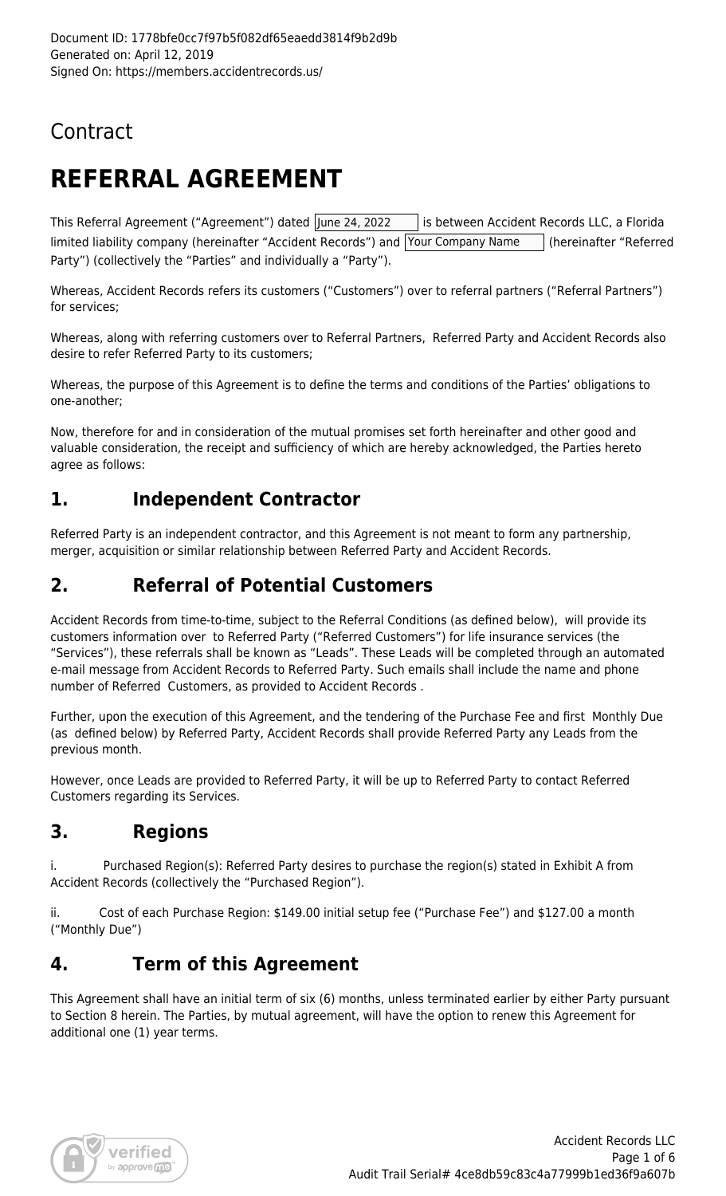Document ID: 1778bfe0cc7f97b5f082df65eaedd3814f9b2d9b
Generated on: April 12, 2019
Signed On: https://members.accidentrecords.us/

Contract

# REFERRAL AGREEMENT

This Referral Agreement ("Agreement") dated June 24, 2022 is between Accident Records LLC, a Florida limited liability company (hereinafter "Accident Records") and Your Company Name (hereinafter "Referred Party") (collectively the "Parties" and individually a "Party").

Whereas, Accident Records refers its customers ("Customers") over to referral partners ("Referral Partners") for services;

Whereas, along with referring customers over to Referral Partners, Referred Party and Accident Records also desire to refer Referred Party to its customers;

Whereas, the purpose of this Agreement is to define the terms and conditions of the Parties' obligations to one-another;

Now, therefore for and in consideration of the mutual promises set forth hereinafter and other good and valuable consideration, the receipt and sufficiency of which are hereby acknowledged, the Parties hereto agree as follows:

## 1. Independent Contractor

Referred Party is an independent contractor, and this Agreement is not meant to form any partnership, merger, acquisition or similar relationship between Referred Party and Accident Records.

## 2. Referral of Potential Customers

Accident Records from time-to-time, subject to the Referral Conditions (as defined below), will provide its customers information over to Referred Party ("Referred Customers") for life insurance services (the "Services"), these referrals shall be known as "Leads". These Leads will be completed through an automated e-mail message from Accident Records to Referred Party. Such emails shall include the name and phone number of Referred Customers, as provided to Accident Records .

Further, upon the execution of this Agreement, and the tendering of the Purchase Fee and first Monthly Due (as defined below) by Referred Party, Accident Records shall provide Referred Party any Leads from the previous month.

However, once Leads are provided to Referred Party, it will be up to Referred Party to contact Referred Customers regarding its Services.

## 3. Regions

i. Purchased Region(s): Referred Party desires to purchase the region(s) stated in Exhibit A from Accident Records (collectively the "Purchased Region").

ii. Cost of each Purchase Region: $149.00 initial setup fee ("Purchase Fee") and $127.00 a month ("Monthly Due")

## 4. Term of this Agreement

This Agreement shall have an initial term of six (6) months, unless terminated earlier by either Party pursuant to Section 8 herein. The Parties, by mutual agreement, will have the option to renew this Agreement for additional one (1) year terms.

Audit Trail Serial# 4ce8db59c83c4a77999b1ed36f9a607b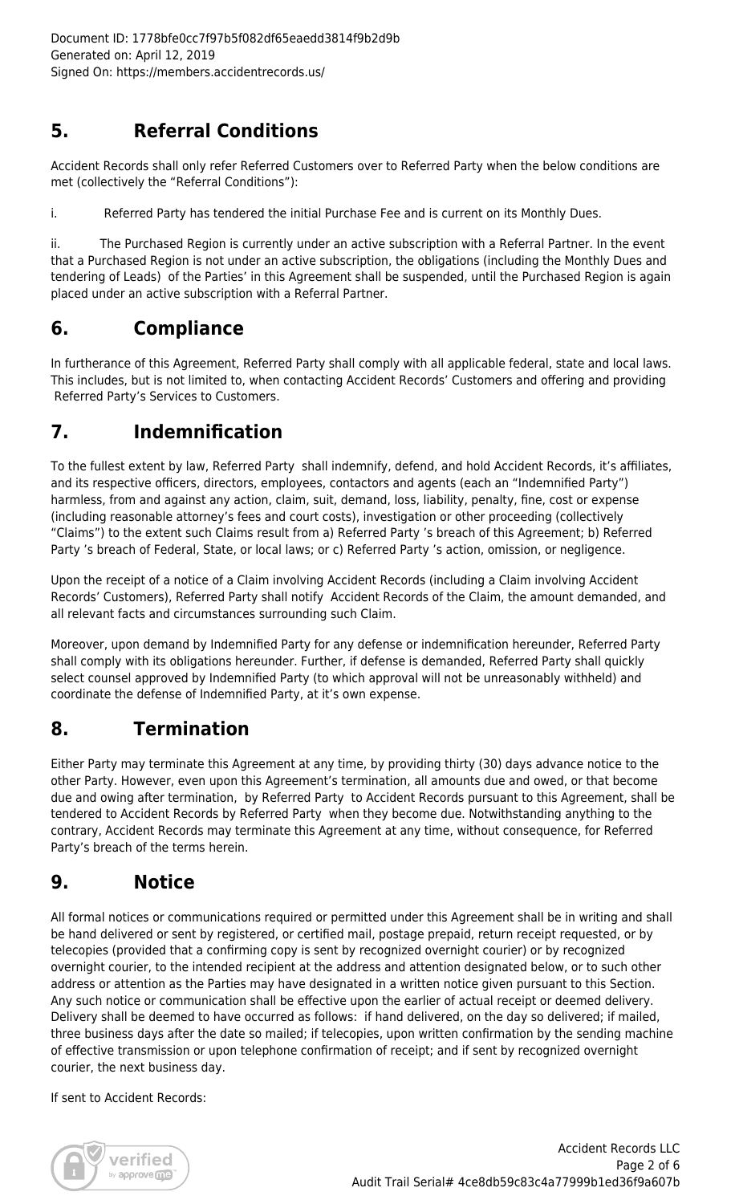## 5. Referral Conditions

Accident Records shall only refer Referred Customers over to Referred Party when the below conditions are met (collectively the "Referral Conditions"):

i. Referred Party has tendered the initial Purchase Fee and is current on its Monthly Dues.

ii. The Purchased Region is currently under an active subscription with a Referral Partner. In the event that a Purchased Region is not under an active subscription, the obligations (including the Monthly Dues and tendering of Leads) of the Parties' in this Agreement shall be suspended, until the Purchased Region is again placed under an active subscription with a Referral Partner.

## 6. Compliance

In furtherance of this Agreement, Referred Party shall comply with all applicable federal, state and local laws. This includes, but is not limited to, when contacting Accident Records' Customers and offering and providing Referred Party's Services to Customers.

## 7. Indemnification

To the fullest extent by law, Referred Party shall indemnify, defend, and hold Accident Records, it's affiliates, and its respective officers, directors, employees, contactors and agents (each an "Indemnified Party") harmless, from and against any action, claim, suit, demand, loss, liability, penalty, fine, cost or expense (including reasonable attorney's fees and court costs), investigation or other proceeding (collectively "Claims") to the extent such Claims result from a) Referred Party 's breach of this Agreement; b) Referred Party 's breach of Federal, State, or local laws; or c) Referred Party 's action, omission, or negligence.

Upon the receipt of a notice of a Claim involving Accident Records (including a Claim involving Accident Records' Customers), Referred Party shall notify Accident Records of the Claim, the amount demanded, and all relevant facts and circumstances surrounding such Claim.

Moreover, upon demand by Indemnified Party for any defense or indemnification hereunder, Referred Party shall comply with its obligations hereunder. Further, if defense is demanded, Referred Party shall quickly select counsel approved by Indemnified Party (to which approval will not be unreasonably withheld) and coordinate the defense of Indemnified Party, at it's own expense.

## 8. Termination

Either Party may terminate this Agreement at any time, by providing thirty (30) days advance notice to the other Party. However, even upon this Agreement's termination, all amounts due and owed, or that become due and owing after termination, by Referred Party to Accident Records pursuant to this Agreement, shall be tendered to Accident Records by Referred Party when they become due. Notwithstanding anything to the contrary, Accident Records may terminate this Agreement at any time, without consequence, for Referred Party's breach of the terms herein.

## 9. Notice

All formal notices or communications required or permitted under this Agreement shall be in writing and shall be hand delivered or sent by registered, or certified mail, postage prepaid, return receipt requested, or by telecopies (provided that a confirming copy is sent by recognized overnight courier) or by recognized overnight courier, to the intended recipient at the address and attention designated below, or to such other address or attention as the Parties may have designated in a written notice given pursuant to this Section. Any such notice or communication shall be effective upon the earlier of actual receipt or deemed delivery. Delivery shall be deemed to have occurred as follows: if hand delivered, on the day so delivered; if mailed, three business days after the date so mailed; if telecopies, upon written confirmation by the sending machine of effective transmission or upon telephone confirmation of receipt; and if sent by recognized overnight courier, the next business day.

If sent to Accident Records: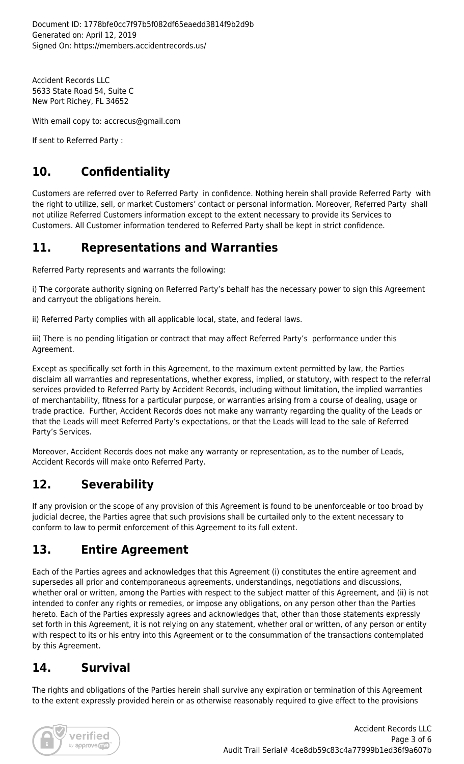Accident Records LLC
5633 State Road 54, Suite C
New Port Richey, FL 34652

With email copy to: accrecus@gmail.com

If sent to Referred Party :

## 10. Confidentiality

Customers are referred over to Referred Party in confidence. Nothing herein shall provide Referred Party with the right to utilize, sell, or market Customers' contact or personal information. Moreover, Referred Party shall not utilize Referred Customers information except to the extent necessary to provide its Services to Customers. All Customer information tendered to Referred Party shall be kept in strict confidence.

## 11. Representations and Warranties

Referred Party represents and warrants the following:

i) The corporate authority signing on Referred Party's behalf has the necessary power to sign this Agreement and carryout the obligations herein.

ii) Referred Party complies with all applicable local, state, and federal laws.

iii) There is no pending litigation or contract that may affect Referred Party's performance under this Agreement.

Except as specifically set forth in this Agreement, to the maximum extent permitted by law, the Parties disclaim all warranties and representations, whether express, implied, or statutory, with respect to the referral services provided to Referred Party by Accident Records, including without limitation, the implied warranties of merchantability, fitness for a particular purpose, or warranties arising from a course of dealing, usage or trade practice. Further, Accident Records does not make any warranty regarding the quality of the Leads or that the Leads will meet Referred Party's expectations, or that the Leads will lead to the sale of Referred Party's Services.

Moreover, Accident Records does not make any warranty or representation, as to the number of Leads, Accident Records will make onto Referred Party.

## 12. Severability

If any provision or the scope of any provision of this Agreement is found to be unenforceable or too broad by judicial decree, the Parties agree that such provisions shall be curtailed only to the extent necessary to conform to law to permit enforcement of this Agreement to its full extent.

## 13. Entire Agreement

Each of the Parties agrees and acknowledges that this Agreement (i) constitutes the entire agreement and supersedes all prior and contemporaneous agreements, understandings, negotiations and discussions, whether oral or written, among the Parties with respect to the subject matter of this Agreement, and (ii) is not intended to confer any rights or remedies, or impose any obligations, on any person other than the Parties hereto. Each of the Parties expressly agrees and acknowledges that, other than those statements expressly set forth in this Agreement, it is not relying on any statement, whether oral or written, of any person or entity with respect to its or his entry into this Agreement or to the consummation of the transactions contemplated by this Agreement.

## 14. Survival

The rights and obligations of the Parties herein shall survive any expiration or termination of this Agreement to the extent expressly provided herein or as otherwise reasonably required to give effect to the provisions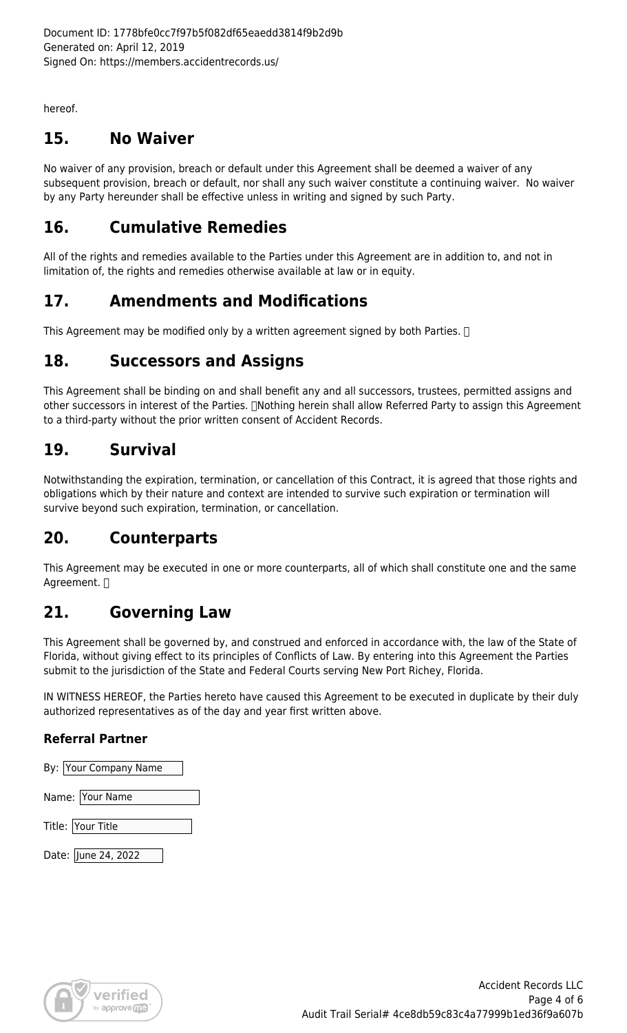hereof.

## 15. No Waiver

No waiver of any provision, breach or default under this Agreement shall be deemed a waiver of any subsequent provision, breach or default, nor shall any such waiver constitute a continuing waiver. No waiver by any Party hereunder shall be effective unless in writing and signed by such Party.

## 16. Cumulative Remedies

All of the rights and remedies available to the Parties under this Agreement are in addition to, and not in limitation of, the rights and remedies otherwise available at law or in equity.

## 17. Amendments and Modifications

This Agreement may be modified only by a written agreement signed by both Parties.

## 18. Successors and Assigns

This Agreement shall be binding on and shall benefit any and all successors, trustees, permitted assigns and other successors in interest of the Parties. Nothing herein shall allow Referred Party to assign this Agreement to a third-party without the prior written consent of Accident Records.

## 19. Survival

Notwithstanding the expiration, termination, or cancellation of this Contract, it is agreed that those rights and obligations which by their nature and context are intended to survive such expiration or termination will survive beyond such expiration, termination, or cancellation.

## 20. Counterparts

This Agreement may be executed in one or more counterparts, all of which shall constitute one and the same Agreement.

## 21. Governing Law

This Agreement shall be governed by, and construed and enforced in accordance with, the law of the State of Florida, without giving effect to its principles of Conflicts of Law. By entering into this Agreement the Parties submit to the jurisdiction of the State and Federal Courts serving New Port Richey, Florida.

IN WITNESS HEREOF, the Parties hereto have caused this Agreement to be executed in duplicate by their duly authorized representatives as of the day and year first written above.

### Referral Partner

By: Your Company Name

Name: Your Name

Title: Your Title

Date: June 24, 2022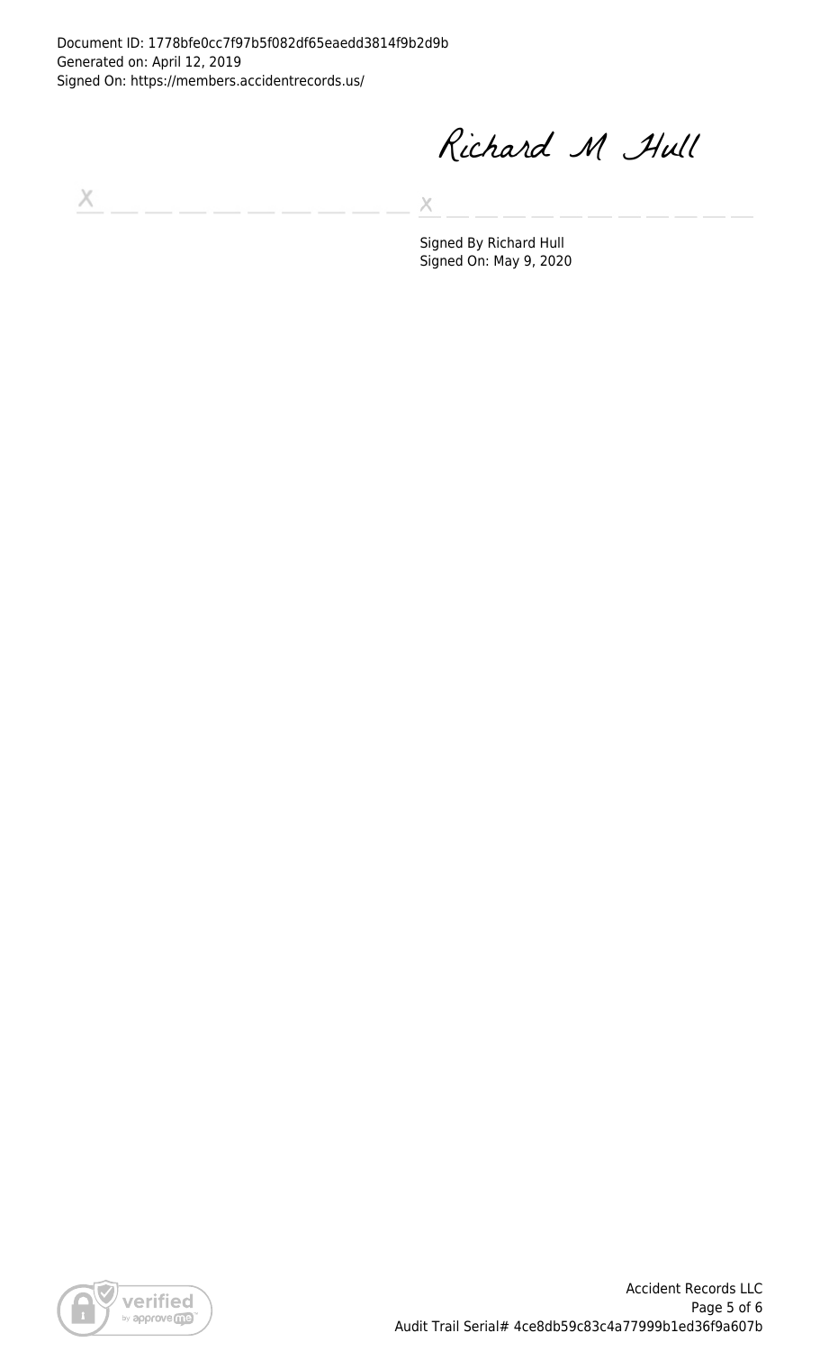Document ID: 1778bfe0cc7f97b5f082df65eaedd3814f9b2d9b
Generated on: April 12, 2019
Signed On: https://members.accidentrecords.us/

Richard M Hull

X _ _ _ _ _ _ _ _ _ _ X _ _ _ _ _ _ _ _ _ _ _

Signed By Richard Hull
Signed On: May 9, 2020

Accident Records LLC
Audit Trail Serial# 4ce8db59c83c4a77999b1ed36f9a607b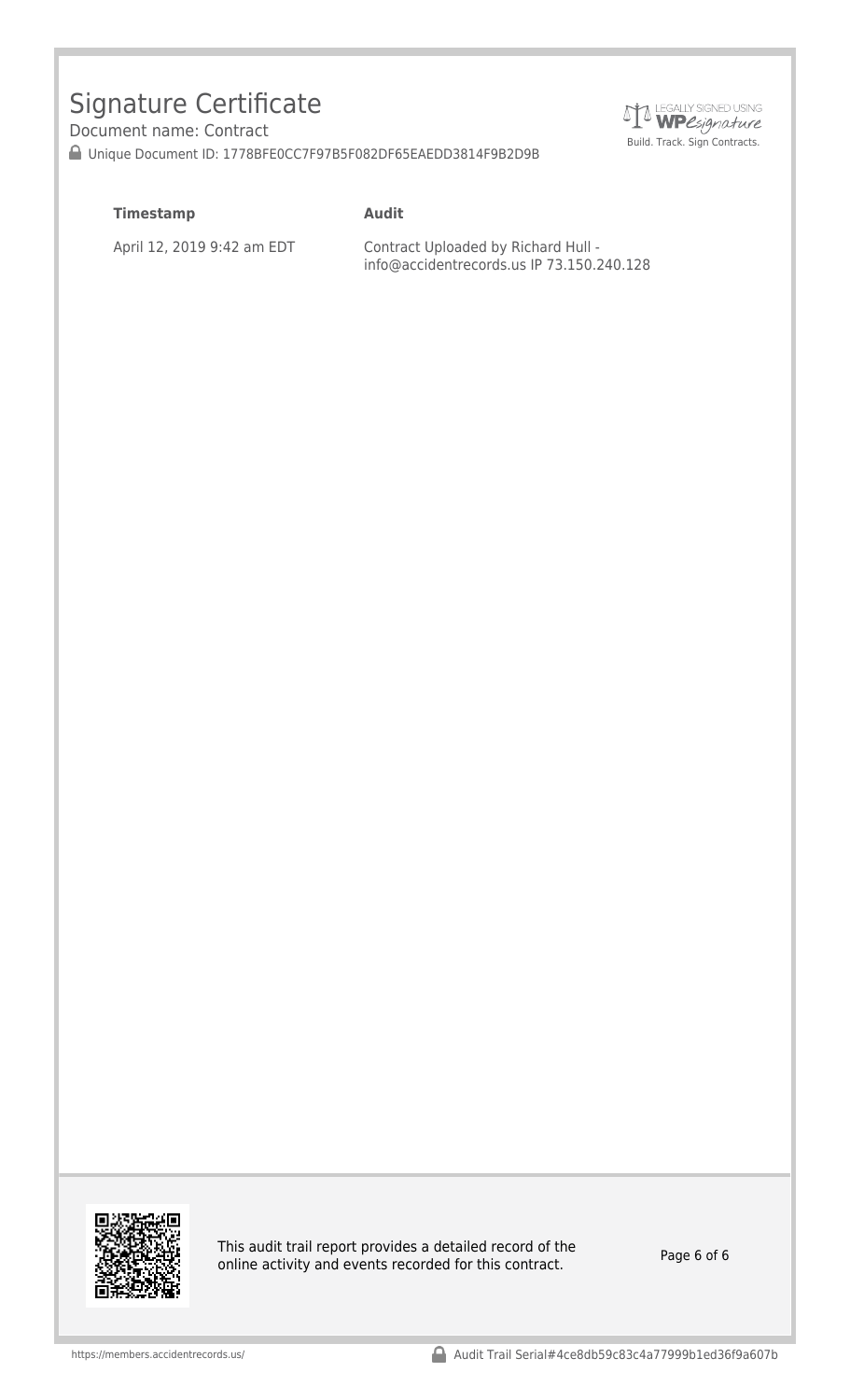# Signature Certificate

Document name: Contract

Unique Document ID: 1778BFE0CC7F97B5F082DF65EAEDD3814F9B2D9B

LEGALLY SIGNED USING WPEsignature
Build. Track. Sign Contracts.

| Timestamp | Audit |
| --- | --- |
| April 12, 2019 9:42 am EDT | Contract Uploaded by Richard Hull - info@accidentrecords.us IP 73.150.240.128 |

This audit trail report provides a detailed record of the online activity and events recorded for this contract.

https://members.accidentrecords.us/

Audit Trail Serial#4ce8db59c83c4a77999b1ed36f9a607b